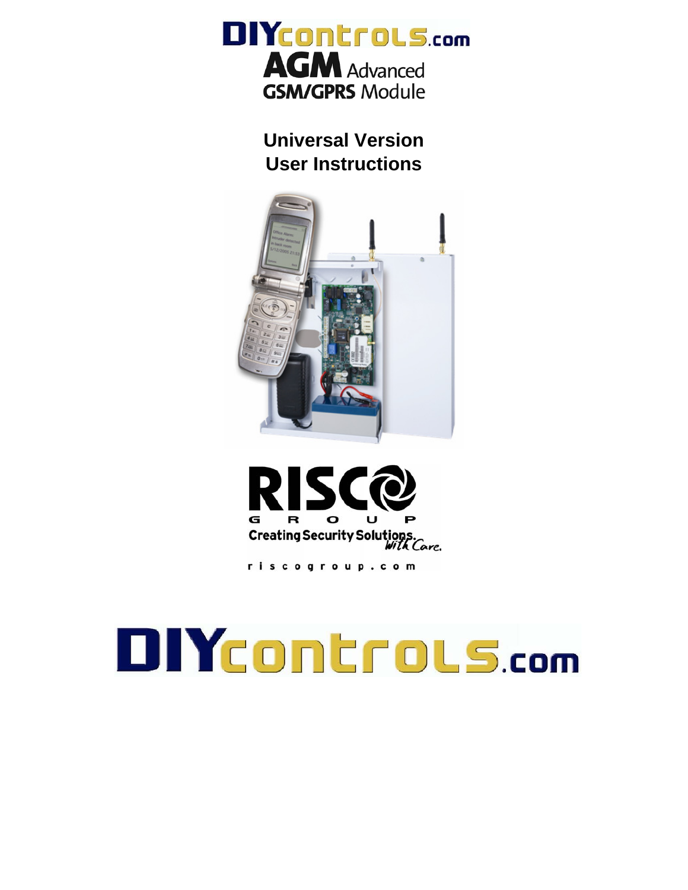DIYcontrols.com

# AGM Advanced GSM/GPRS Module

## Universal Version
## User Instructions

RISCO GROUP

Creating Security Solutions. With Care.

riscogroup.com

DIYcontrols.com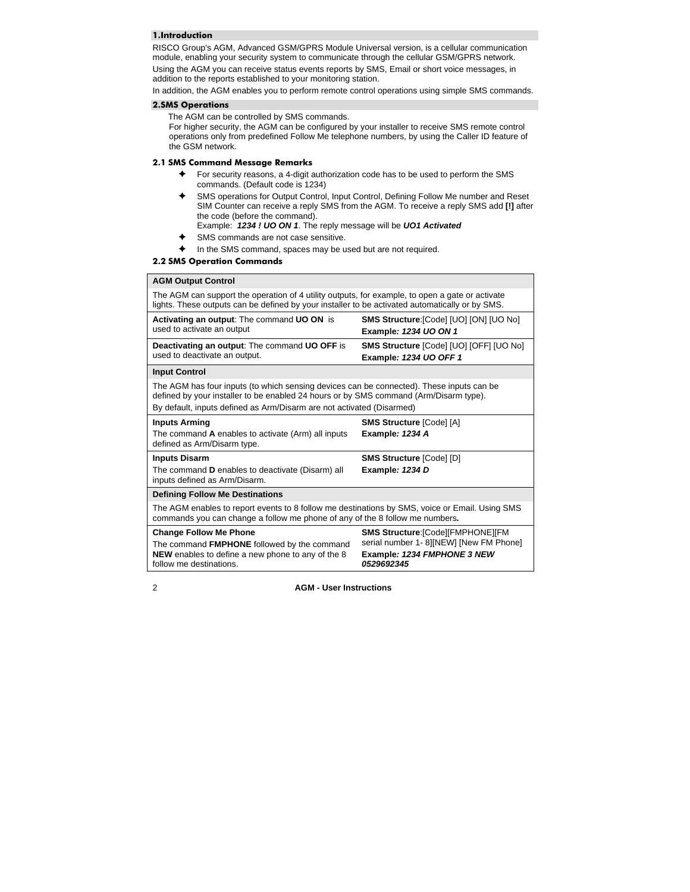## 1.Introduction

RISCO Group's AGM, Advanced GSM/GPRS Module Universal version, is a cellular communication module, enabling your security system to communicate through the cellular GSM/GPRS network.

Using the AGM you can receive status events reports by SMS, Email or short voice messages, in addition to the reports established to your monitoring station.

In addition, the AGM enables you to perform remote control operations using simple SMS commands.

## 2.SMS Operations

The AGM can be controlled by SMS commands.

For higher security, the AGM can be configured by your installer to receive SMS remote control operations only from predefined Follow Me telephone numbers, by using the Caller ID feature of the GSM network.

### 2.1 SMS Command Message Remarks

- For security reasons, a 4-digit authorization code has to be used to perform the SMS commands. (Default code is 1234)
- SMS operations for Output Control, Input Control, Defining Follow Me number and Reset SIM Counter can receive a reply SMS from the AGM. To receive a reply SMS add **[!]** after the code (before the command).
  Example: ***1234 ! UO ON 1***. The reply message will be ***UO1 Activated***
- SMS commands are not case sensitive.
- In the SMS command, spaces may be used but are not required.

### 2.2 SMS Operation Commands

| **AGM Output Control** | |
|---|---|
| The AGM can support the operation of 4 utility outputs, for example, to open a gate or activate lights. These outputs can be defined by your installer to be activated automatically or by SMS. | |
| **Activating an output**: The command **UO ON** is used to activate an output | **SMS Structure**:[Code] [UO] [ON] [UO No]<br>**Example*: 1234 UO ON 1*** |
| **Deactivating an output**: The command **UO OFF** is used to deactivate an output. | **SMS Structure** [Code] [UO] [OFF] [UO No]<br>**Example*: 1234 UO OFF 1*** |
| **Input Control** | |
| The AGM has four inputs (to which sensing devices can be connected). These inputs can be defined by your installer to be enabled 24 hours or by SMS command (Arm/Disarm type).<br>By default, inputs defined as Arm/Disarm are not activated (Disarmed) | |
| **Inputs Arming**<br>The command **A** enables to activate (Arm) all inputs defined as Arm/Disarm type. | **SMS Structure** [Code] [A]<br>**Example*: 1234 A*** |
| **Inputs Disarm**<br>The command **D** enables to deactivate (Disarm) all inputs defined as Arm/Disarm. | **SMS Structure** [Code] [D]<br>**Example*: 1234 D*** |
| **Defining Follow Me Destinations** | |
| The AGM enables to report events to 8 follow me destinations by SMS, voice or Email. Using SMS commands you can change a follow me phone of any of the 8 follow me numbers**.** | |
| **Change Follow Me Phone**<br>The command **FMPHONE** followed by the command **NEW** enables to define a new phone to any of the 8 follow me destinations. | **SMS Structure**:[Code][FMPHONE][FM serial number 1- 8][NEW] [New FM Phone]<br>**Example*: 1234 FMPHONE 3 NEW 0529692345*** |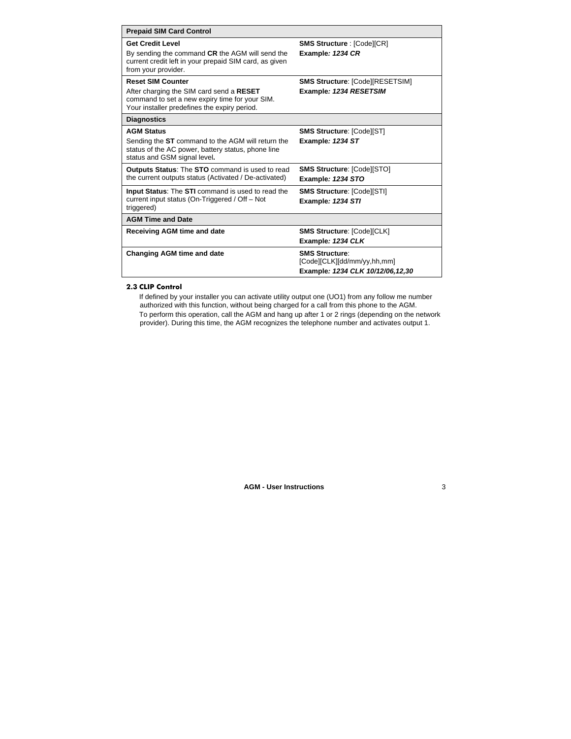| **Prepaid SIM Card Control** | |
|---|---|
| **Get Credit Level**<br>By sending the command **CR** the AGM will send the current credit left in your prepaid SIM card, as given from your provider. | **SMS Structure** : [Code][CR]<br>**Example*: 1234 CR*** |
| **Reset SIM Counter**<br>After charging the SIM card send a **RESET** command to set a new expiry time for your SIM. Your installer predefines the expiry period. | **SMS Structure**: [Code][RESETSIM]<br>**Example*: 1234 RESETSIM*** |
| **Diagnostics** | |
| **AGM Status**<br>Sending the **ST** command to the AGM will return the status of the AC power, battery status, phone line status and GSM signal level**.** | **SMS Structure**: [Code][ST]<br>**Example*: 1234 ST*** |
| **Outputs Status**: The **STO** command is used to read the current outputs status (Activated / De-activated) | **SMS Structure**: [Code][STO]<br>**Example*: 1234 STO*** |
| **Input Status**: The **STI** command is used to read the current input status (On-Triggered / Off – Not triggered) | **SMS Structure**: [Code][STI]<br>**Example*: 1234 STI*** |
| **AGM Time and Date** | |
| **Receiving AGM time and date** | **SMS Structure**: [Code][CLK]<br>**Example*: 1234 CLK*** |
| **Changing AGM time and date** | **SMS Structure**: [Code][CLK][dd/mm/yy,hh,mm]<br>**Example*: 1234 CLK 10/12/06,12,30*** |

### 2.3 CLIP Control

If defined by your installer you can activate utility output one (UO1) from any follow me number authorized with this function, without being charged for a call from this phone to the AGM.

To perform this operation, call the AGM and hang up after 1 or 2 rings (depending on the network provider). During this time, the AGM recognizes the telephone number and activates output 1.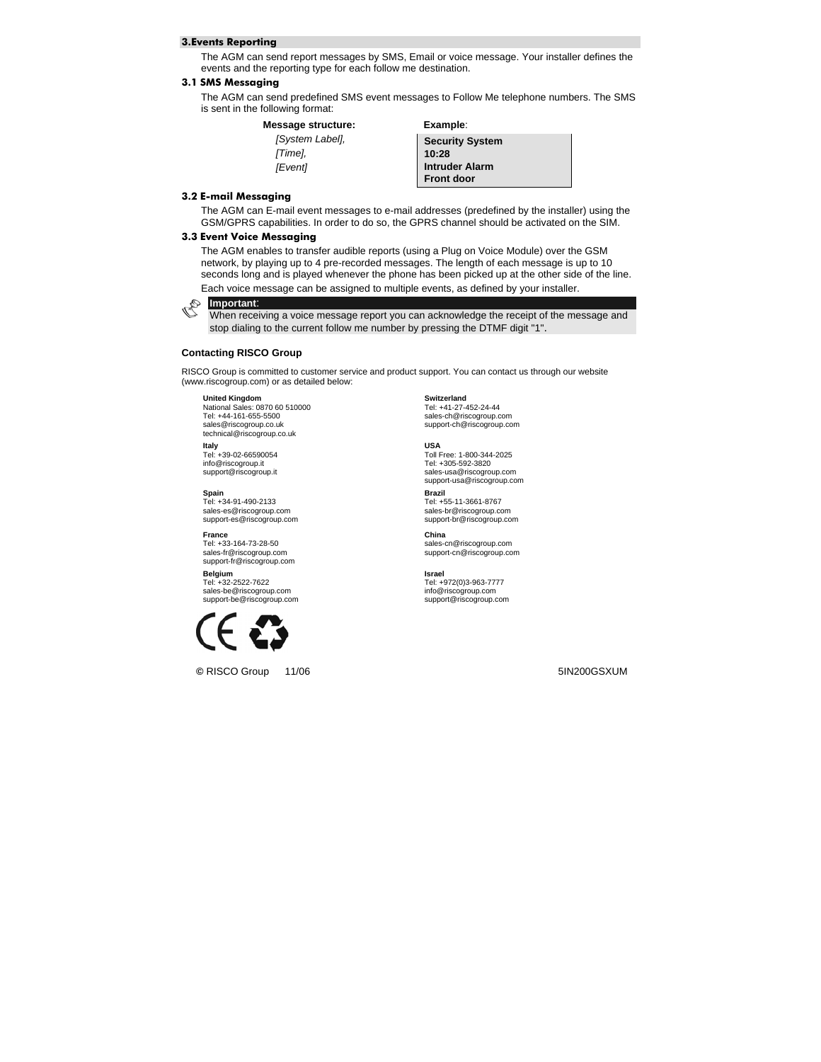## 3. Events Reporting

The AGM can send report messages by SMS, Email or voice message. Your installer defines the events and the reporting type for each follow me destination.

### 3.1 SMS Messaging

The AGM can send predefined SMS event messages to Follow Me telephone numbers. The SMS is sent in the following format:

| Message structure: | Example: |
|---|---|
| *[System Label],* | **Security System** |
| *[Time],* | **10:28** |
| *[Event]* | **Intruder Alarm** |
| | **Front door** |

### 3.2 E-mail Messaging

The AGM can E-mail event messages to e-mail addresses (predefined by the installer) using the GSM/GPRS capabilities. In order to do so, the GPRS channel should be activated on the SIM.

### 3.3 Event Voice Messaging

The AGM enables to transfer audible reports (using a Plug on Voice Module) over the GSM network, by playing up to 4 pre-recorded messages. The length of each message is up to 10 seconds long and is played whenever the phone has been picked up at the other side of the line.

Each voice message can be assigned to multiple events, as defined by your installer.

**Important**:
When receiving a voice message report you can acknowledge the receipt of the message and stop dialing to the current follow me number by pressing the DTMF digit "1".

### Contacting RISCO Group

RISCO Group is committed to customer service and product support. You can contact us through our website (www.riscogroup.com) or as detailed below:

**United Kingdom**
National Sales: 0870 60 510000
Tel: +44-161-655-5500
sales@riscogroup.co.uk
technical@riscogroup.co.uk

**Italy**
Tel: +39-02-66590054
info@riscogroup.it
support@riscogroup.it

**Spain**
Tel: +34-91-490-2133
sales-es@riscogroup.com
support-es@riscogroup.com

**France**
Tel: +33-164-73-28-50
sales-fr@riscogroup.com
support-fr@riscogroup.com

**Belgium**
Tel: +32-2522-7622
sales-be@riscogroup.com
support-be@riscogroup.com

**Switzerland**
Tel: +41-27-452-24-44
sales-ch@riscogroup.com
support-ch@riscogroup.com

**USA**
Toll Free: 1-800-344-2025
Tel: +305-592-3820
sales-usa@riscogroup.com
support-usa@riscogroup.com

**Brazil**
Tel: +55-11-3661-8767
sales-br@riscogroup.com
support-br@riscogroup.com

**China**
sales-cn@riscogroup.com
support-cn@riscogroup.com

**Israel**
Tel: +972(0)3-963-7777
info@riscogroup.com
support@riscogroup.com

© RISCO Group 11/06 5IN200GSXUM